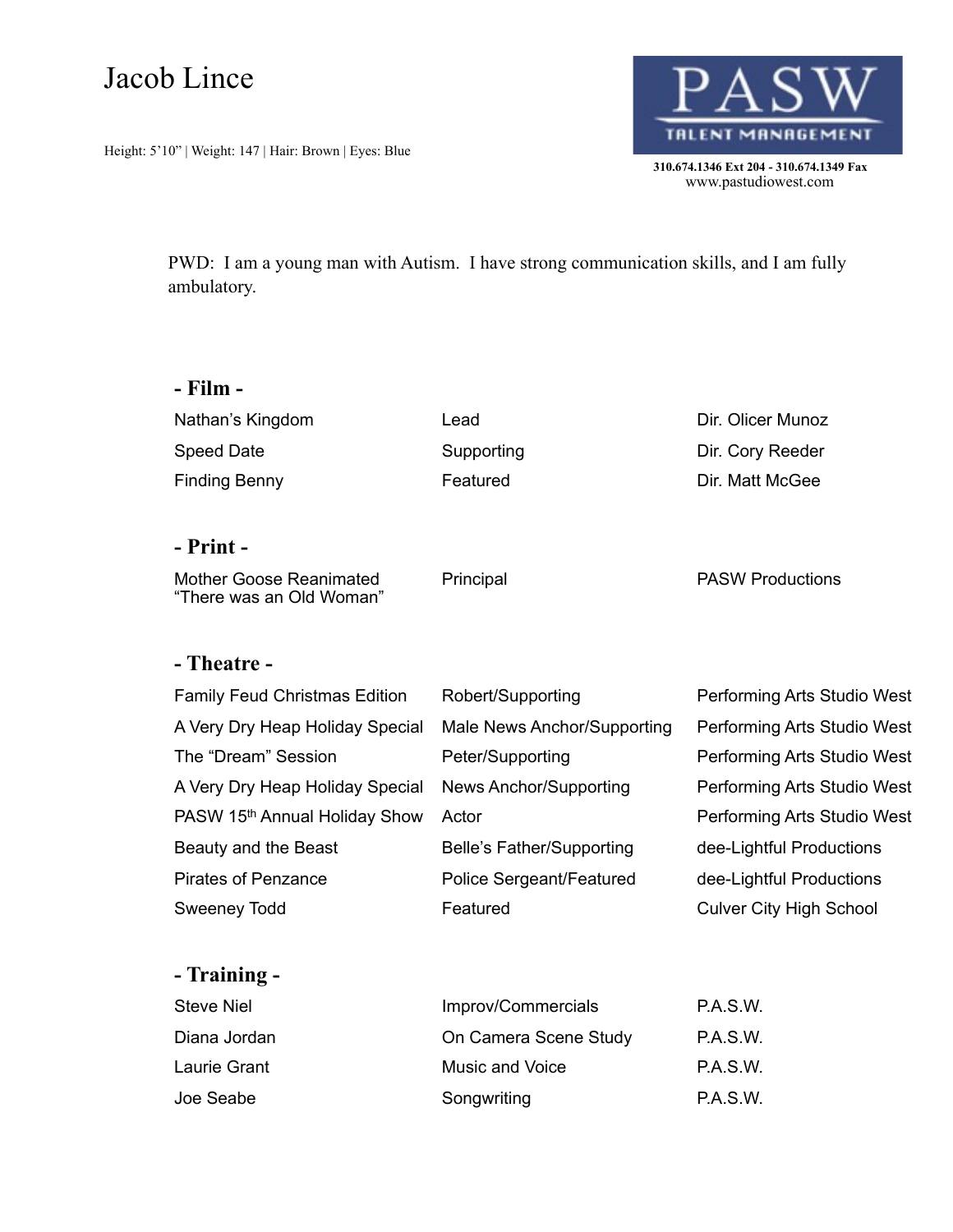# Jacob Lince

Height: 5'10" | Weight: 147 | Hair: Brown | Eyes: Blue

**PASW**
**TALENT MANAGEMENT**

**310.674.1346 Ext 204 - 310.674.1349 Fax**
www.pastudiowest.com

PWD: I am a young man with Autism. I have strong communication skills, and I am fully ambulatory.

## - Film -

| | | |
|---|---|---|
| Nathan's Kingdom | Lead | Dir. Olicer Munoz |
| Speed Date | Supporting | Dir. Cory Reeder |
| Finding Benny | Featured | Dir. Matt McGee |

## - Print -

| | | |
|---|---|---|
| Mother Goose Reanimated "There was an Old Woman" | Principal | PASW Productions |

## - Theatre -

| | | |
|---|---|---|
| Family Feud Christmas Edition | Robert/Supporting | Performing Arts Studio West |
| A Very Dry Heap Holiday Special | Male News Anchor/Supporting | Performing Arts Studio West |
| The "Dream" Session | Peter/Supporting | Performing Arts Studio West |
| A Very Dry Heap Holiday Special | News Anchor/Supporting | Performing Arts Studio West |
| PASW 15th Annual Holiday Show | Actor | Performing Arts Studio West |
| Beauty and the Beast | Belle's Father/Supporting | dee-Lightful Productions |
| Pirates of Penzance | Police Sergeant/Featured | dee-Lightful Productions |
| Sweeney Todd | Featured | Culver City High School |

## - Training -

| | | |
|---|---|---|
| Steve Niel | Improv/Commercials | P.A.S.W. |
| Diana Jordan | On Camera Scene Study | P.A.S.W. |
| Laurie Grant | Music and Voice | P.A.S.W. |
| Joe Seabe | Songwriting | P.A.S.W. |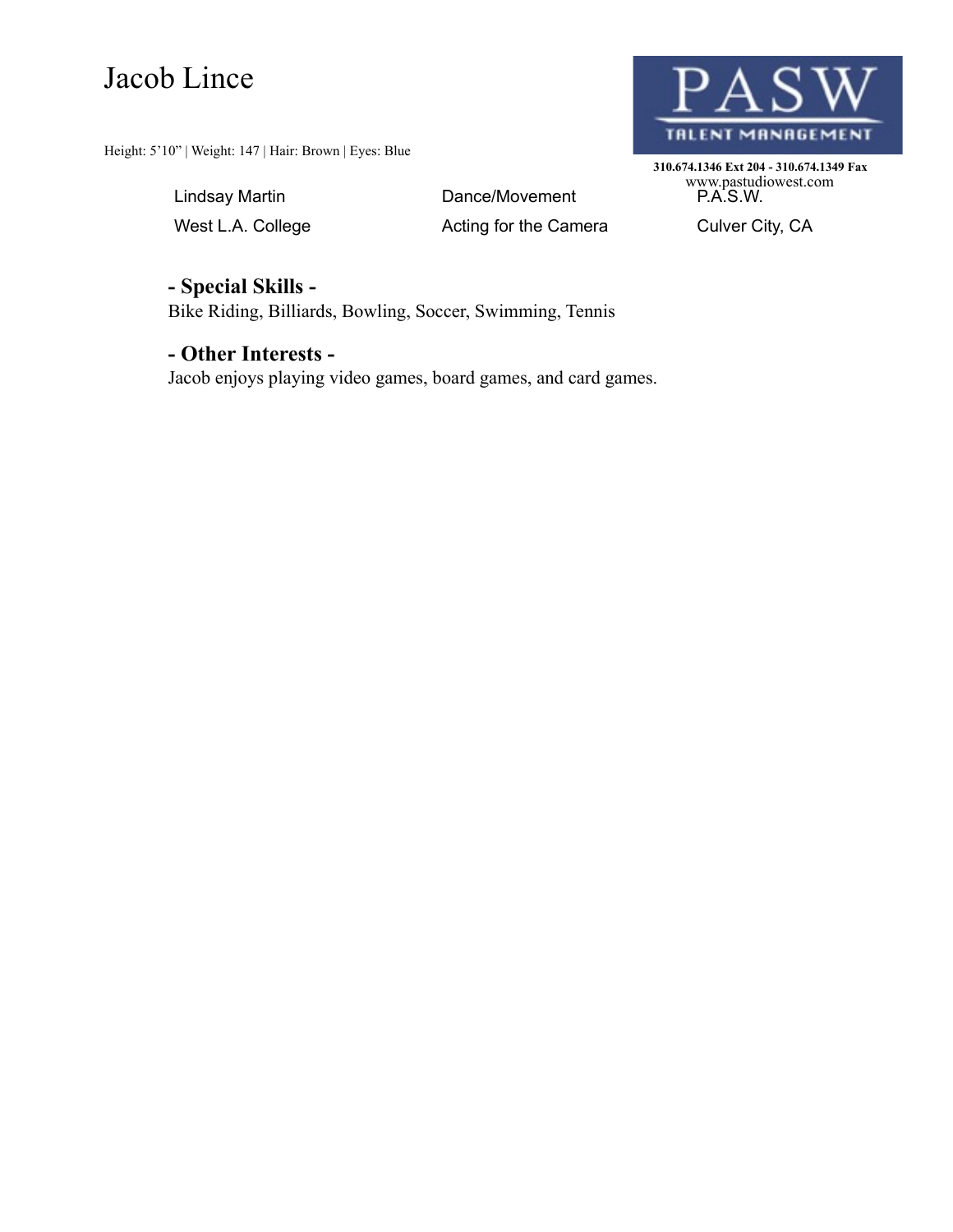# Jacob Lince

Height: 5'10" | Weight: 147 | Hair: Brown | Eyes: Blue

PASW
TALENT MANAGEMENT

310.674.1346 Ext 204 - 310.674.1349 Fax
www.pastudiowest.com

| | | |
|---|---|---|
| Lindsay Martin | Dance/Movement | P.A.S.W. |
| West L.A. College | Acting for the Camera | Culver City, CA |

## - Special Skills -

Bike Riding, Billiards, Bowling, Soccer, Swimming, Tennis

## - Other Interests -

Jacob enjoys playing video games, board games, and card games.